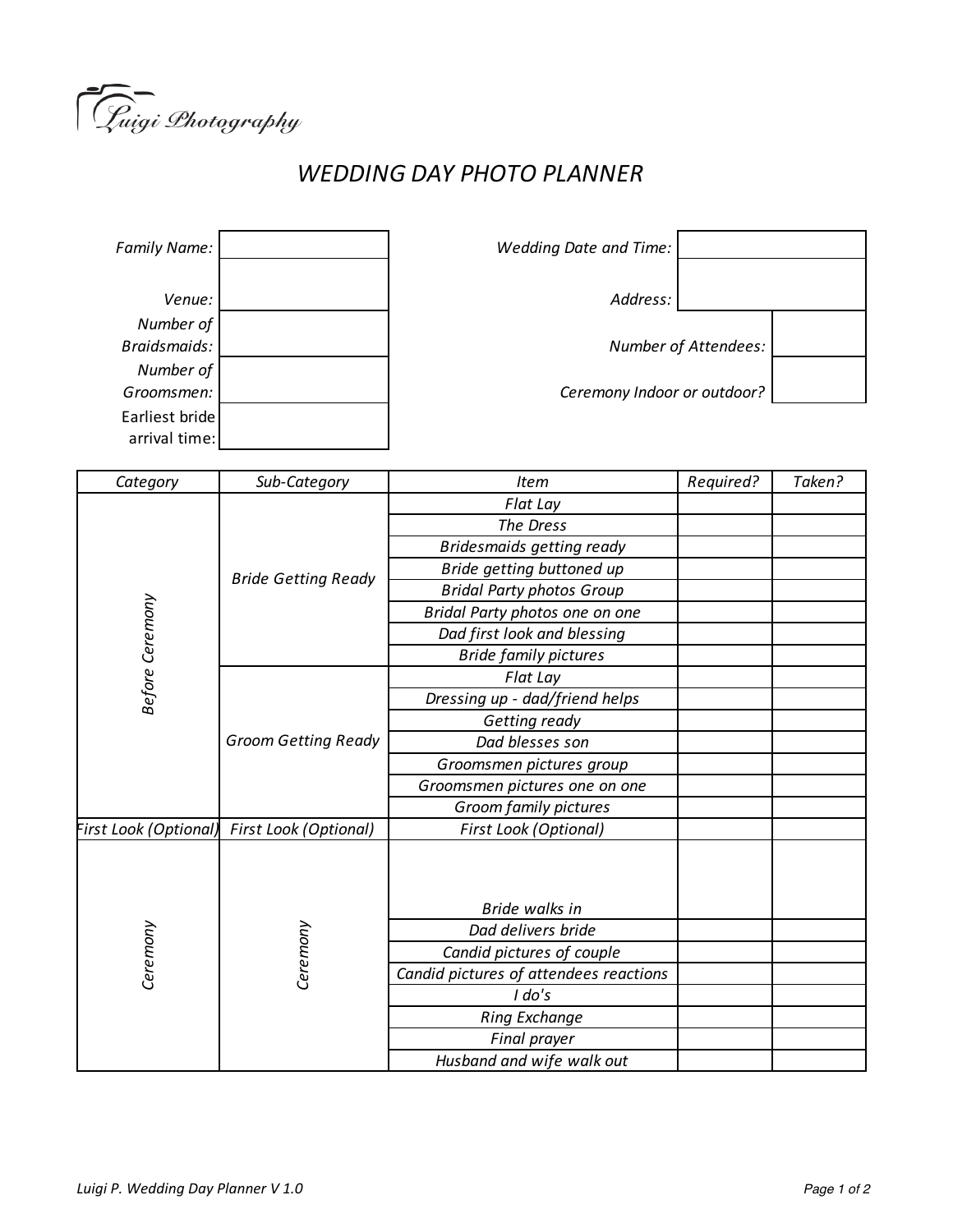Luigi Photography

# WEDDING DAY PHOTO PLANNER

| | | | |
|---|---|---|---|
| *Family Name:* | | *Wedding Date and Time:* | |
| *Venue:* | | *Address:* | |
| *Number of Braidsmaids:* | | *Number of Attendees:* | |
| *Number of Groomsmen:* | | *Ceremony Indoor or outdoor?* | |
| Earliest bride arrival time: | | | |

| *Category* | *Sub-Category* | *Item* | *Required?* | *Taken?* |
|---|---|---|---|---|
| *Before Ceremony* | *Bride Getting Ready* | *Flat Lay* | | |
| | | *The Dress* | | |
| | | *Bridesmaids getting ready* | | |
| | | *Bride getting buttoned up* | | |
| | | *Bridal Party photos Group* | | |
| | | *Bridal Party photos one on one* | | |
| | | *Dad first look and blessing* | | |
| | | *Bride family pictures* | | |
| | *Groom Getting Ready* | *Flat Lay* | | |
| | | *Dressing up - dad/friend helps* | | |
| | | *Getting ready* | | |
| | | *Dad blesses son* | | |
| | | *Groomsmen pictures group* | | |
| | | *Groomsmen pictures one on one* | | |
| | | *Groom family pictures* | | |
| *First Look (Optional)* | *First Look (Optional)* | *First Look (Optional)* | | |
| *Ceremony* | *Ceremony* | *Bride walks in* | | |
| | | *Dad delivers bride* | | |
| | | *Candid pictures of couple* | | |
| | | *Candid pictures of attendees reactions* | | |
| | | *I do's* | | |
| | | *Ring Exchange* | | |
| | | *Final prayer* | | |
| | | *Husband and wife walk out* | | |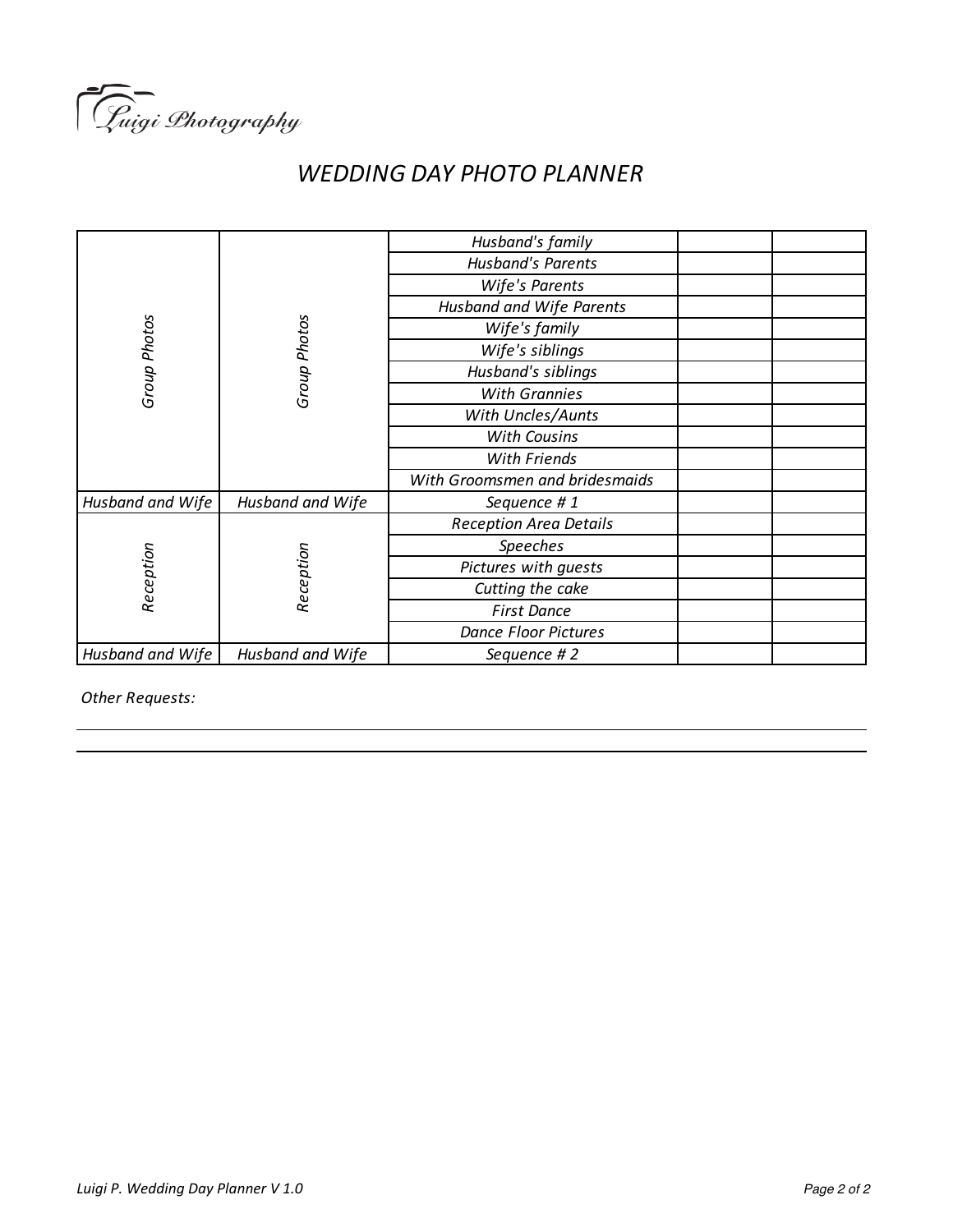Luigi Photography

# *WEDDING DAY PHOTO PLANNER*

| | | | | |
|---|---|---|---|---|
| *Group Photos* | *Group Photos* | *Husband's family* | | |
| | | *Husband's Parents* | | |
| | | *Wife's Parents* | | |
| | | *Husband and Wife Parents* | | |
| | | *Wife's family* | | |
| | | *Wife's siblings* | | |
| | | *Husband's siblings* | | |
| | | *With Grannies* | | |
| | | *With Uncles/Aunts* | | |
| | | *With Cousins* | | |
| | | *With Friends* | | |
| | | *With Groomsmen and bridesmaids* | | |
| *Husband and Wife* | *Husband and Wife* | *Sequence # 1* | | |
| *Reception* | *Reception* | *Reception Area Details* | | |
| | | *Speeches* | | |
| | | *Pictures with guests* | | |
| | | *Cutting the cake* | | |
| | | *First Dance* | | |
| | | *Dance Floor Pictures* | | |
| *Husband and Wife* | *Husband and Wife* | *Sequence # 2* | | |

*Other Requests:*